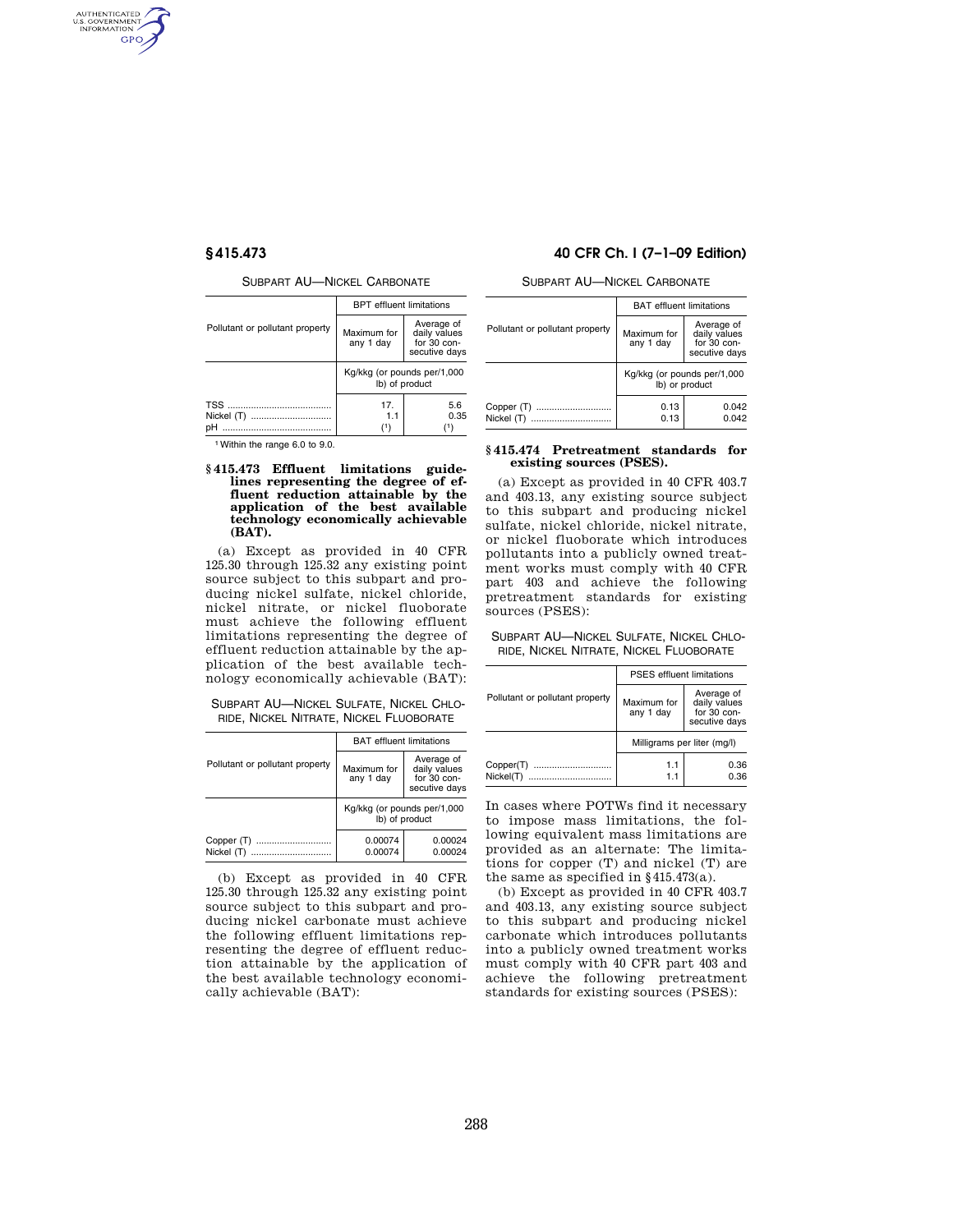SUBPART AU—NICKEL CARBONATE

| Pollutant or pollutant property | BPT effluent limitations | |
|---|---|---|
| | Maximum for any 1 day | Average of daily values for 30 consecutive days |
| | Kg/kkg (or pounds per/1,000 lb) of product | |
| TSS | 17. | 5.6 |
| Nickel (T) | 1.1 | 0.35 |
| pH | [1] | [1] |

[1] Within the range 6.0 to 9.0.

### § 415.473 Effluent limitations guidelines representing the degree of effluent reduction attainable by the application of the best available technology economically achievable (BAT).

(a) Except as provided in 40 CFR 125.30 through 125.32 any existing point source subject to this subpart and producing nickel sulfate, nickel chloride, nickel nitrate, or nickel fluoborate must achieve the following effluent limitations representing the degree of effluent reduction attainable by the application of the best available technology economically achievable (BAT):

SUBPART AU—NICKEL SULFATE, NICKEL CHLORIDE, NICKEL NITRATE, NICKEL FLUOBORATE

| Pollutant or pollutant property | BAT effluent limitations | |
|---|---|---|
| | Maximum for any 1 day | Average of daily values for 30 consecutive days |
| | Kg/kkg (or pounds per/1,000 lb) of product | |
| Copper (T) | 0.00074 | 0.00024 |
| Nickel (T) | 0.00074 | 0.00024 |

(b) Except as provided in 40 CFR 125.30 through 125.32 any existing point source subject to this subpart and producing nickel carbonate must achieve the following effluent limitations representing the degree of effluent reduction attainable by the application of the best available technology economically achievable (BAT):

SUBPART AU—NICKEL CARBONATE

| Pollutant or pollutant property | BAT effluent limitations | |
|---|---|---|
| | Maximum for any 1 day | Average of daily values for 30 consecutive days |
| | Kg/kkg (or pounds per/1,000 lb) or product | |
| Copper (T) | 0.13 | 0.042 |
| Nickel (T) | 0.13 | 0.042 |

### § 415.474 Pretreatment standards for existing sources (PSES).

(a) Except as provided in 40 CFR 403.7 and 403.13, any existing source subject to this subpart and producing nickel sulfate, nickel chloride, nickel nitrate, or nickel fluoborate which introduces pollutants into a publicly owned treatment works must comply with 40 CFR part 403 and achieve the following pretreatment standards for existing sources (PSES):

SUBPART AU—NICKEL SULFATE, NICKEL CHLORIDE, NICKEL NITRATE, NICKEL FLUOBORATE

| Pollutant or pollutant property | PSES effluent limitations | |
|---|---|---|
| | Maximum for any 1 day | Average of daily values for 30 consecutive days |
| | Milligrams per liter (mg/l) | |
| Copper(T) | 1.1 | 0.36 |
| Nickel(T) | 1.1 | 0.36 |

In cases where POTWs find it necessary to impose mass limitations, the following equivalent mass limitations are provided as an alternate: The limitations for copper (T) and nickel (T) are the same as specified in § 415.473(a).

(b) Except as provided in 40 CFR 403.7 and 403.13, any existing source subject to this subpart and producing nickel carbonate which introduces pollutants into a publicly owned treatment works must comply with 40 CFR part 403 and achieve the following pretreatment standards for existing sources (PSES):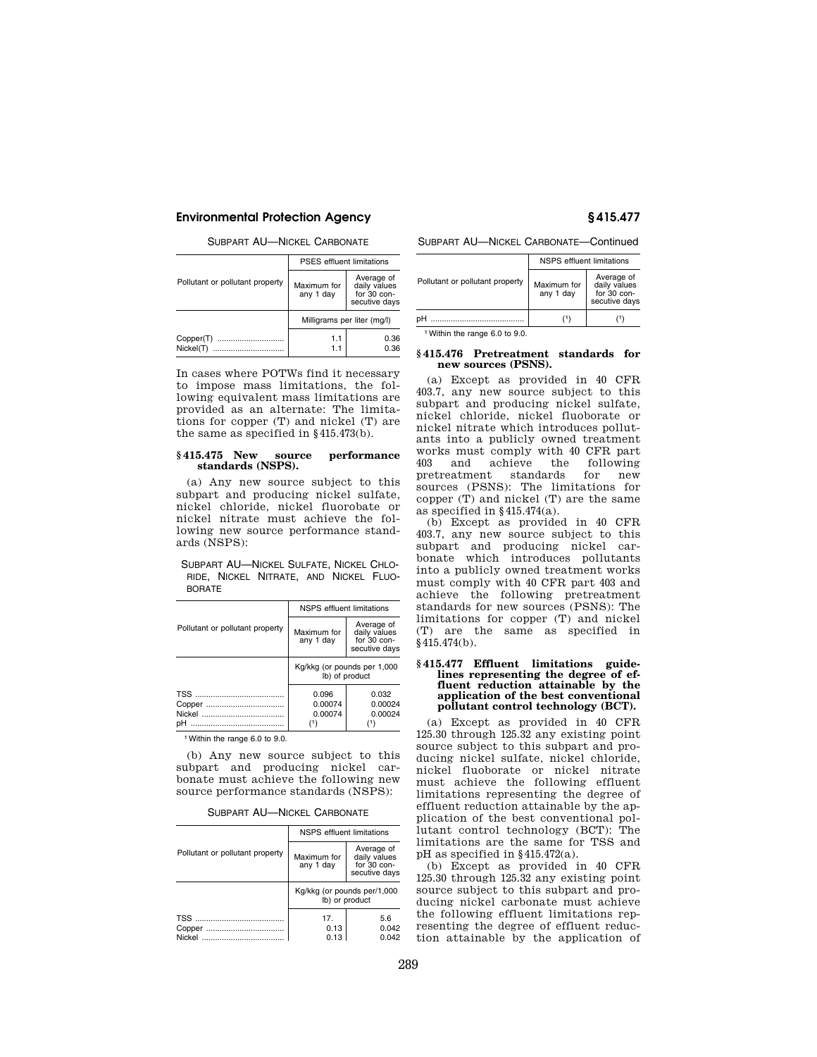SUBPART AU—NICKEL CARBONATE

| Pollutant or pollutant property | PSES effluent limitations | |
|---|---|---|
| | Maximum for any 1 day | Average of daily values for 30 consecutive days |
| | Milligrams per liter (mg/l) | |
| Copper(T) | 1.1 | 0.36 |
| Nickel(T) | 1.1 | 0.36 |

In cases where POTWs find it necessary to impose mass limitations, the following equivalent mass limitations are provided as an alternate: The limitations for copper (T) and nickel (T) are the same as specified in §415.473(b).

### §415.475 New source performance standards (NSPS).

(a) Any new source subject to this subpart and producing nickel sulfate, nickel chloride, nickel fluorobate or nickel nitrate must achieve the following new source performance standards (NSPS):

SUBPART AU—NICKEL SULFATE, NICKEL CHLORIDE, NICKEL NITRATE, AND NICKEL FLUOBORATE

| Pollutant or pollutant property | NSPS effluent limitations | |
|---|---|---|
| | Maximum for any 1 day | Average of daily values for 30 consecutive days |
| | Kg/kkg (or pounds per 1,000 lb) of product | |
| TSS | 0.096 | 0.032 |
| Copper | 0.00074 | 0.00024 |
| Nickel | 0.00074 | 0.00024 |
| pH | (1) | (1) |

[1] Within the range 6.0 to 9.0.

(b) Any new source subject to this subpart and producing nickel carbonate must achieve the following new source performance standards (NSPS):

SUBPART AU—NICKEL CARBONATE

| Pollutant or pollutant property | NSPS effluent limitations | |
|---|---|---|
| | Maximum for any 1 day | Average of daily values for 30 consecutive days |
| | Kg/kkg (or pounds per/1,000 lb) or product | |
| TSS | 17. | 5.6 |
| Copper | 0.13 | 0.042 |
| Nickel | 0.13 | 0.042 |
| pH | (1) | (1) |

[1] Within the range 6.0 to 9.0.

### §415.476 Pretreatment standards for new sources (PSNS).

(a) Except as provided in 40 CFR 403.7, any new source subject to this subpart and producing nickel sulfate, nickel chloride, nickel fluoborate or nickel nitrate which introduces pollutants into a publicly owned treatment works must comply with 40 CFR part 403 and achieve the following pretreatment standards for new sources (PSNS): The limitations for copper (T) and nickel (T) are the same as specified in §415.474(a).

(b) Except as provided in 40 CFR 403.7, any new source subject to this subpart and producing nickel carbonate which introduces pollutants into a publicly owned treatment works must comply with 40 CFR part 403 and achieve the following pretreatment standards for new sources (PSNS): The limitations for copper (T) and nickel (T) are the same as specified in §415.474(b).

### §415.477 Effluent limitations guidelines representing the degree of effluent reduction attainable by the application of the best conventional pollutant control technology (BCT).

(a) Except as provided in 40 CFR 125.30 through 125.32 any existing point source subject to this subpart and producing nickel sulfate, nickel chloride, nickel fluoborate or nickel nitrate must achieve the following effluent limitations representing the degree of effluent reduction attainable by the application of the best conventional pollutant control technology (BCT): The limitations are the same for TSS and pH as specified in §415.472(a).

(b) Except as provided in 40 CFR 125.30 through 125.32 any existing point source subject to this subpart and producing nickel carbonate must achieve the following effluent limitations representing the degree of effluent reduction attainable by the application of